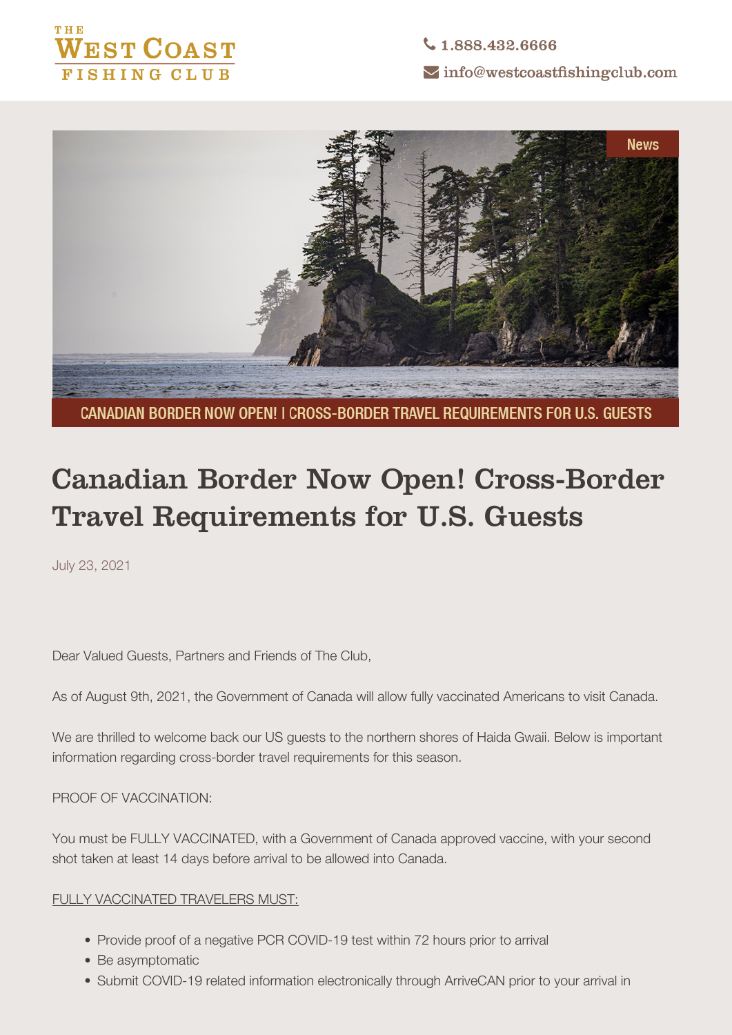THE WEST COAST FISHING CLUB

1.888.432.6666

info@westcoastfishingclub.com

News

CANADIAN BORDER NOW OPEN! | CROSS-BORDER TRAVEL REQUIREMENTS FOR U.S. GUESTS

# Canadian Border Now Open! Cross-Border Travel Requirements for U.S. Guests

July 23, 2021

Dear Valued Guests, Partners and Friends of The Club,

As of August 9th, 2021, the Government of Canada will allow fully vaccinated Americans to visit Canada.

We are thrilled to welcome back our US guests to the northern shores of Haida Gwaii. Below is important information regarding cross-border travel requirements for this season.

PROOF OF VACCINATION:

You must be FULLY VACCINATED, with a Government of Canada approved vaccine, with your second shot taken at least 14 days before arrival to be allowed into Canada.

FULLY VACCINATED TRAVELERS MUST:

- Provide proof of a negative PCR COVID-19 test within 72 hours prior to arrival
- Be asymptomatic
- Submit COVID-19 related information electronically through ArriveCAN prior to your arrival in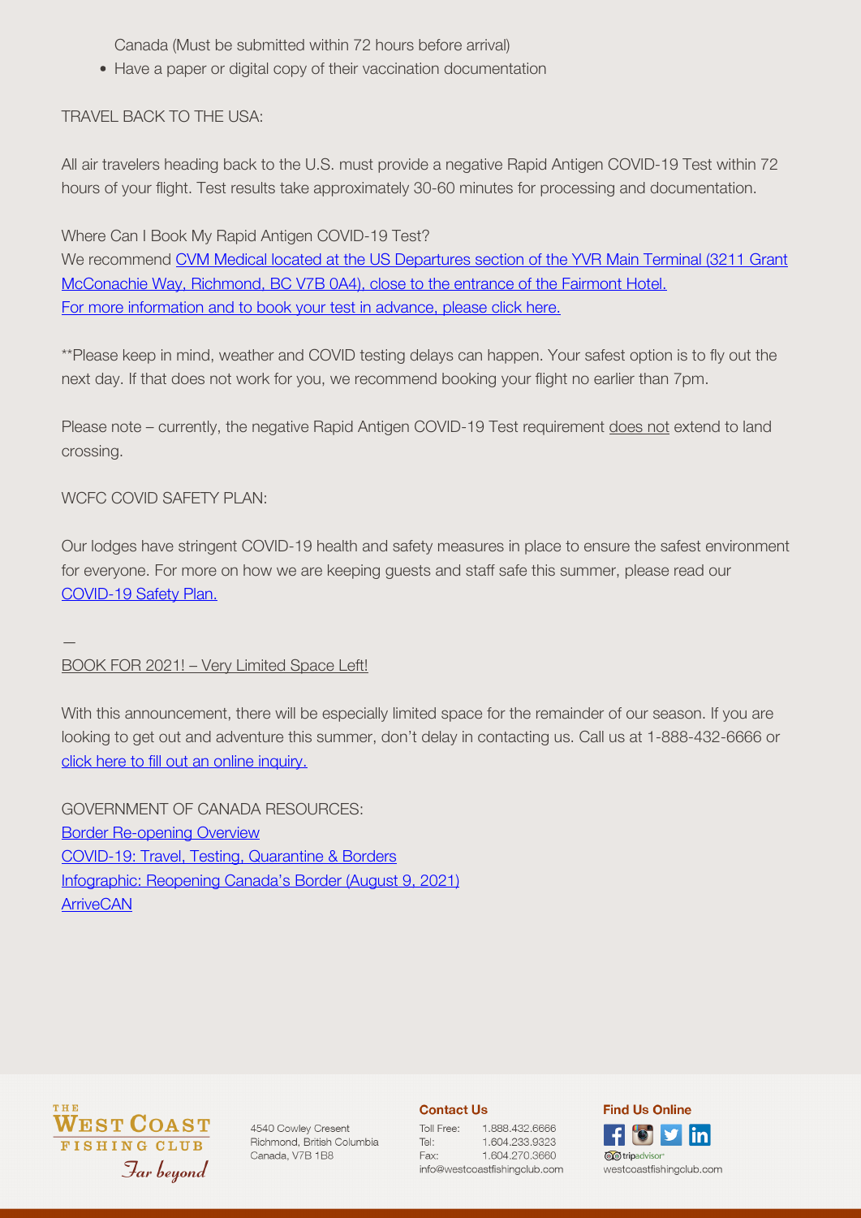Canada (Must be submitted within 72 hours before arrival)

- Have a paper or digital copy of their vaccination documentation

TRAVEL BACK TO THE USA:

All air travelers heading back to the U.S. must provide a negative Rapid Antigen COVID-19 Test within 72 hours of your flight. Test results take approximately 30-60 minutes for processing and documentation.

Where Can I Book My Rapid Antigen COVID-19 Test?
We recommend CVM Medical located at the US Departures section of the YVR Main Terminal (3211 Grant McConachie Way, Richmond, BC V7B 0A4), close to the entrance of the Fairmont Hotel.
For more information and to book your test in advance, please click here.

**Please keep in mind, weather and COVID testing delays can happen. Your safest option is to fly out the next day. If that does not work for you, we recommend booking your flight no earlier than 7pm.

Please note – currently, the negative Rapid Antigen COVID-19 Test requirement does not extend to land crossing.

WCFC COVID SAFETY PLAN:

Our lodges have stringent COVID-19 health and safety measures in place to ensure the safest environment for everyone. For more on how we are keeping guests and staff safe this summer, please read our COVID-19 Safety Plan.

—

BOOK FOR 2021! – Very Limited Space Left!

With this announcement, there will be especially limited space for the remainder of our season. If you are looking to get out and adventure this summer, don't delay in contacting us. Call us at 1-888-432-6666 or click here to fill out an online inquiry.

GOVERNMENT OF CANADA RESOURCES:
Border Re-opening Overview
COVID-19: Travel, Testing, Quarantine & Borders
Infographic: Reopening Canada's Border (August 9, 2021)
ArriveCAN

THE WEST COAST FISHING CLUB
*Far beyond*

4540 Cowley Crescent
Richmond, British Columbia
Canada, V7B 1B8

**Contact Us**

Toll Free: 1.888.432.6666
Tel: 1.604.233.9323
Fax: 1.604.270.3660
info@westcoastfishingclub.com

**Find Us Online**

tripadvisor
westcoastfishingclub.com